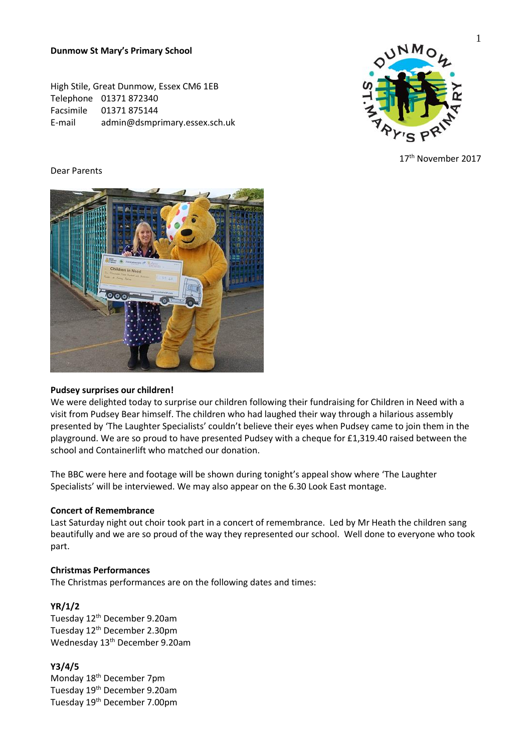**Dunmow St Mary's Primary School**

High Stile, Great Dunmow, Essex CM6 1EB
Telephone 01371 872340
Facsimile 01371 875144
E-mail admin@dsmprimary.essex.sch.uk

17th November 2017

Dear Parents

**Pudsey surprises our children!**

We were delighted today to surprise our children following their fundraising for Children in Need with a visit from Pudsey Bear himself. The children who had laughed their way through a hilarious assembly presented by 'The Laughter Specialists' couldn't believe their eyes when Pudsey came to join them in the playground. We are so proud to have presented Pudsey with a cheque for £1,319.40 raised between the school and Containerlift who matched our donation.

The BBC were here and footage will be shown during tonight's appeal show where 'The Laughter Specialists' will be interviewed. We may also appear on the 6.30 Look East montage.

**Concert of Remembrance**

Last Saturday night out choir took part in a concert of remembrance. Led by Mr Heath the children sang beautifully and we are so proud of the way they represented our school. Well done to everyone who took part.

**Christmas Performances**

The Christmas performances are on the following dates and times:

**YR/1/2**

Tuesday 12th December 9.20am
Tuesday 12th December 2.30pm
Wednesday 13th December 9.20am

**Y3/4/5**

Monday 18th December 7pm
Tuesday 19th December 9.20am
Tuesday 19th December 7.00pm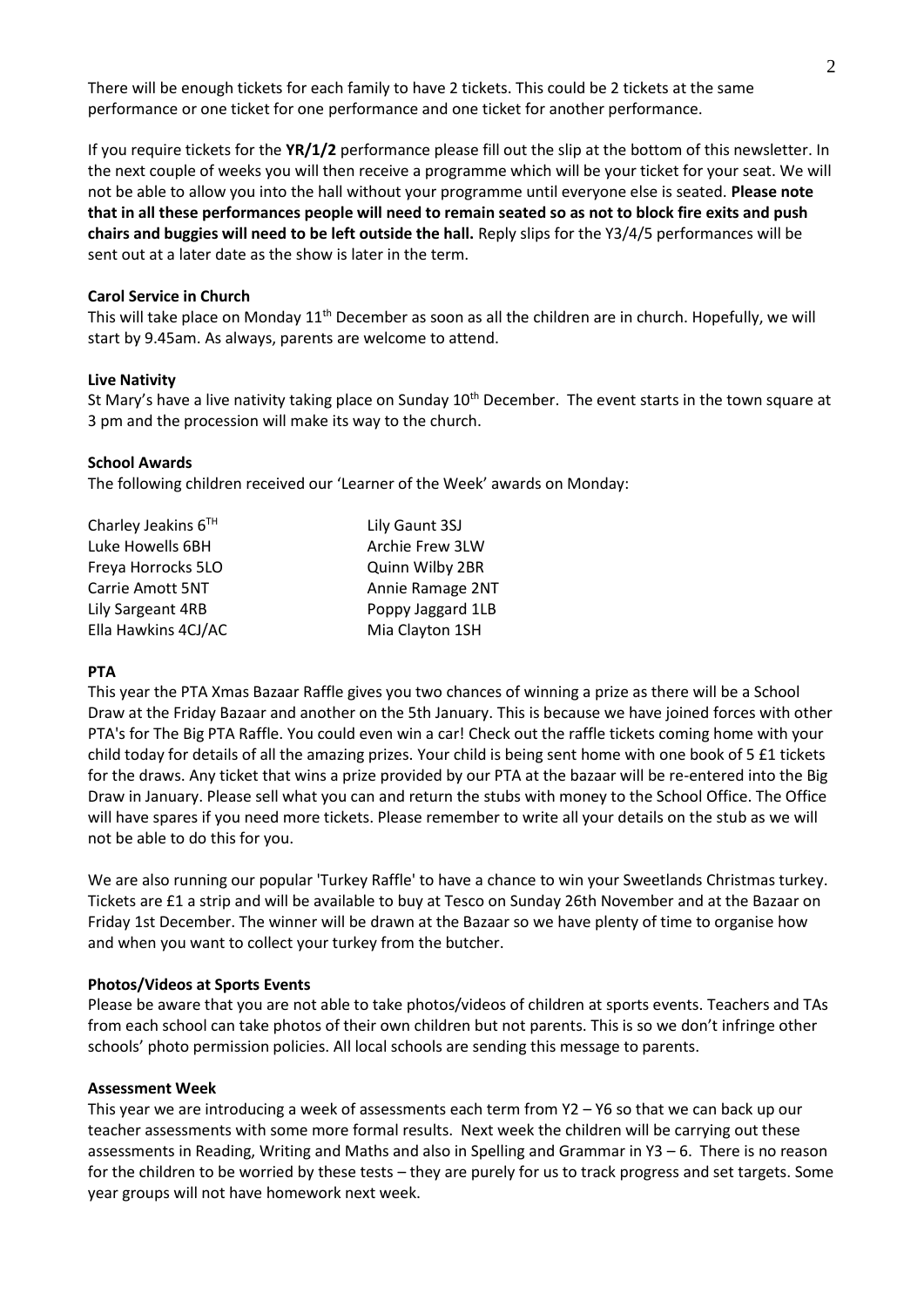There will be enough tickets for each family to have 2 tickets. This could be 2 tickets at the same performance or one ticket for one performance and one ticket for another performance.

If you require tickets for the **YR/1/2** performance please fill out the slip at the bottom of this newsletter. In the next couple of weeks you will then receive a programme which will be your ticket for your seat. We will not be able to allow you into the hall without your programme until everyone else is seated. **Please note that in all these performances people will need to remain seated so as not to block fire exits and push chairs and buggies will need to be left outside the hall.** Reply slips for the Y3/4/5 performances will be sent out at a later date as the show is later in the term.

**Carol Service in Church**

This will take place on Monday 11th December as soon as all the children are in church. Hopefully, we will start by 9.45am. As always, parents are welcome to attend.

**Live Nativity**

St Mary's have a live nativity taking place on Sunday 10th December. The event starts in the town square at 3 pm and the procession will make its way to the church.

**School Awards**

The following children received our 'Learner of the Week' awards on Monday:

Charley Jeakins 6TH
Luke Howells 6BH
Freya Horrocks 5LO
Carrie Amott 5NT
Lily Sargeant 4RB
Ella Hawkins 4CJ/AC
Lily Gaunt 3SJ
Archie Frew 3LW
Quinn Wilby 2BR
Annie Ramage 2NT
Poppy Jaggard 1LB
Mia Clayton 1SH

**PTA**

This year the PTA Xmas Bazaar Raffle gives you two chances of winning a prize as there will be a School Draw at the Friday Bazaar and another on the 5th January. This is because we have joined forces with other PTA's for The Big PTA Raffle. You could even win a car! Check out the raffle tickets coming home with your child today for details of all the amazing prizes. Your child is being sent home with one book of 5 £1 tickets for the draws. Any ticket that wins a prize provided by our PTA at the bazaar will be re-entered into the Big Draw in January. Please sell what you can and return the stubs with money to the School Office. The Office will have spares if you need more tickets. Please remember to write all your details on the stub as we will not be able to do this for you.

We are also running our popular 'Turkey Raffle' to have a chance to win your Sweetlands Christmas turkey. Tickets are £1 a strip and will be available to buy at Tesco on Sunday 26th November and at the Bazaar on Friday 1st December. The winner will be drawn at the Bazaar so we have plenty of time to organise how and when you want to collect your turkey from the butcher.

**Photos/Videos at Sports Events**

Please be aware that you are not able to take photos/videos of children at sports events. Teachers and TAs from each school can take photos of their own children but not parents. This is so we don't infringe other schools' photo permission policies. All local schools are sending this message to parents.

**Assessment Week**

This year we are introducing a week of assessments each term from Y2 – Y6 so that we can back up our teacher assessments with some more formal results. Next week the children will be carrying out these assessments in Reading, Writing and Maths and also in Spelling and Grammar in Y3 – 6. There is no reason for the children to be worried by these tests – they are purely for us to track progress and set targets. Some year groups will not have homework next week.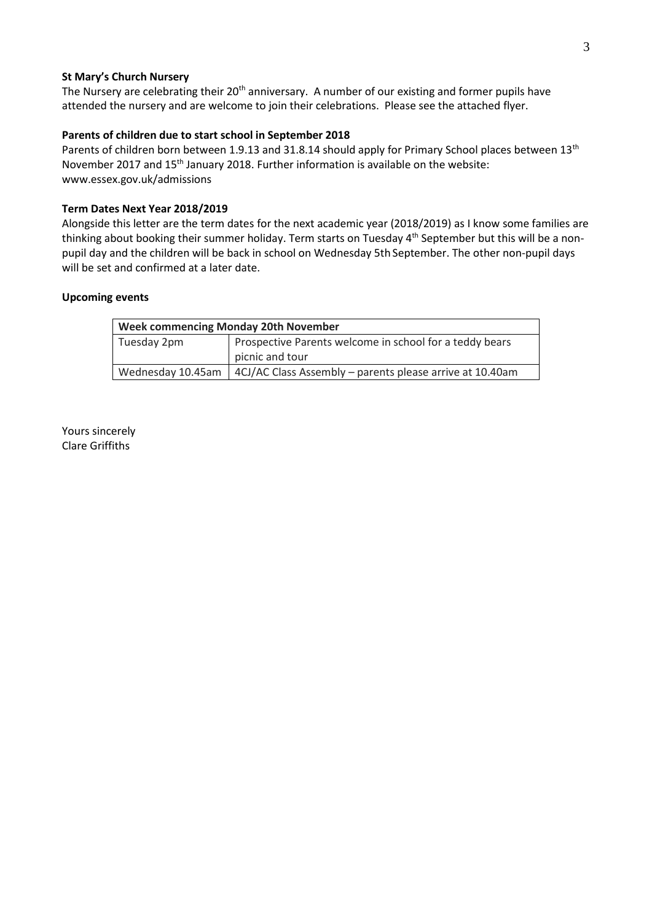**St Mary's Church Nursery**

The Nursery are celebrating their 20th anniversary. A number of our existing and former pupils have attended the nursery and are welcome to join their celebrations. Please see the attached flyer.

**Parents of children due to start school in September 2018**

Parents of children born between 1.9.13 and 31.8.14 should apply for Primary School places between 13th November 2017 and 15th January 2018. Further information is available on the website: www.essex.gov.uk/admissions

**Term Dates Next Year 2018/2019**

Alongside this letter are the term dates for the next academic year (2018/2019) as I know some families are thinking about booking their summer holiday. Term starts on Tuesday 4th September but this will be a non-pupil day and the children will be back in school on Wednesday 5th September. The other non-pupil days will be set and confirmed at a later date.

**Upcoming events**

| **Week commencing Monday 20th November** | |
|---|---|
| Tuesday 2pm | Prospective Parents welcome in school for a teddy bears picnic and tour |
| Wednesday 10.45am | 4CJ/AC Class Assembly – parents please arrive at 10.40am |

Yours sincerely
Clare Griffiths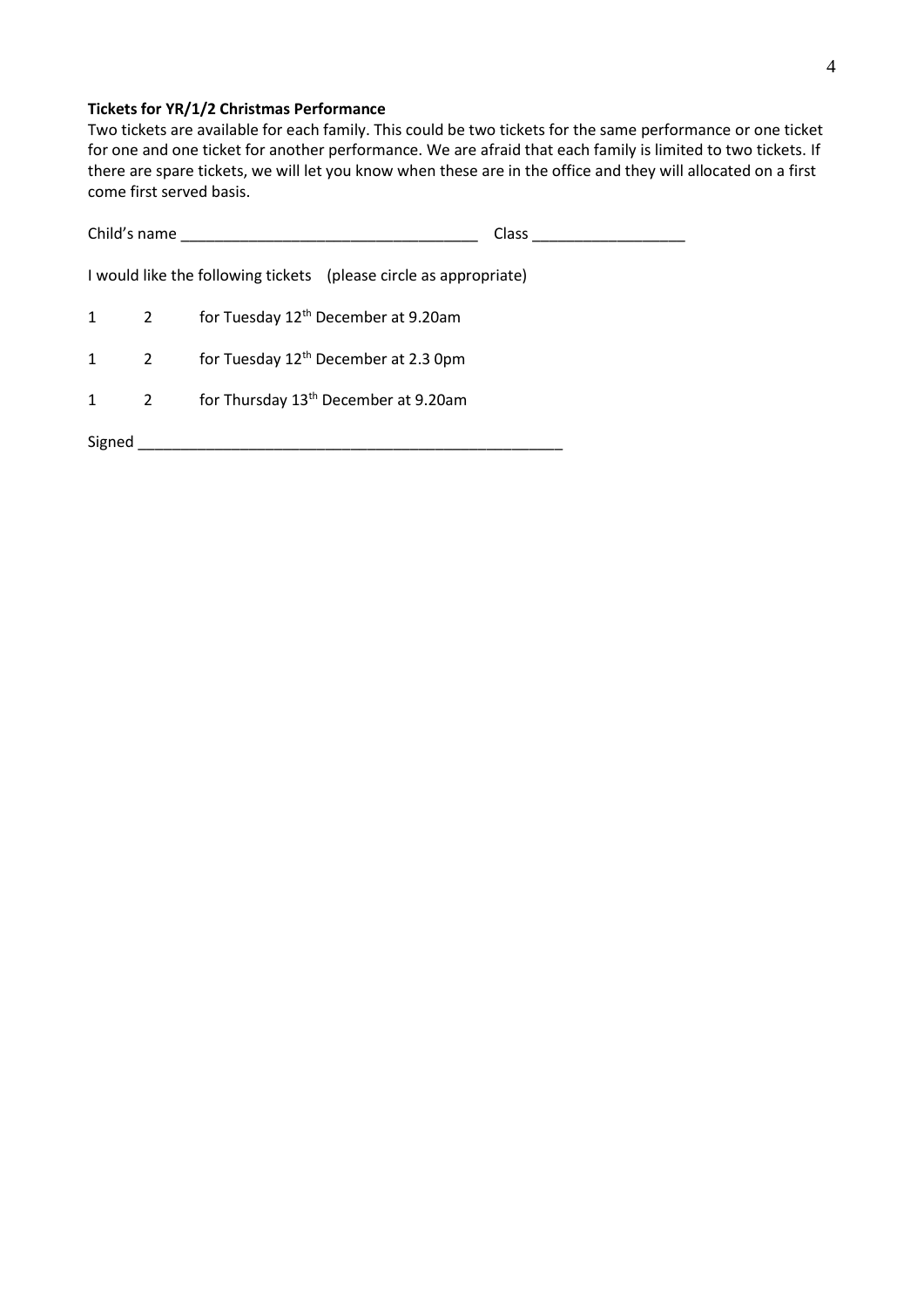**Tickets for YR/1/2 Christmas Performance**

Two tickets are available for each family. This could be two tickets for the same performance or one ticket for one and one ticket for another performance. We are afraid that each family is limited to two tickets. If there are spare tickets, we will let you know when these are in the office and they will allocated on a first come first served basis.

Child's name ___________________________________ Class __________________

I would like the following tickets (please circle as appropriate)

1 2 for Tuesday 12th December at 9.20am

1 2 for Tuesday 12th December at 2.3 0pm

1 2 for Thursday 13th December at 9.20am

Signed ____________________________________________________